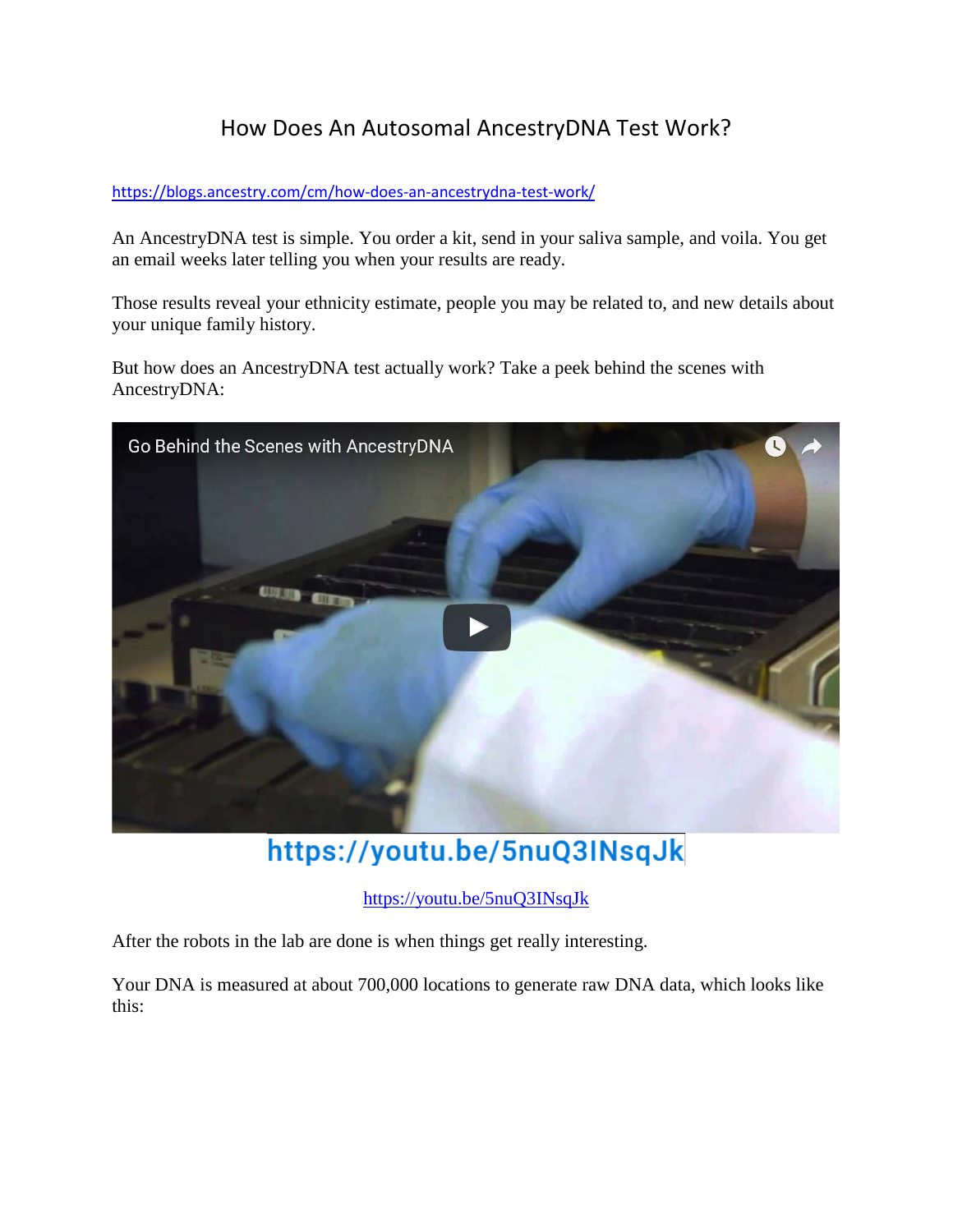# How Does An Autosomal AncestryDNA Test Work?

https://blogs.ancestry.com/cm/how-does-an-ancestrydna-test-work/

An AncestryDNA test is simple. You order a kit, send in your saliva sample, and voila. You get an email weeks later telling you when your results are ready.

Those results reveal your ethnicity estimate, people you may be related to, and new details about your unique family history.

But how does an AncestryDNA test actually work? Take a peek behind the scenes with AncestryDNA:

https://youtu.be/5nuQ3INsqJk

https://youtu.be/5nuQ3INsqJk

After the robots in the lab are done is when things get really interesting.

Your DNA is measured at about 700,000 locations to generate raw DNA data, which looks like this: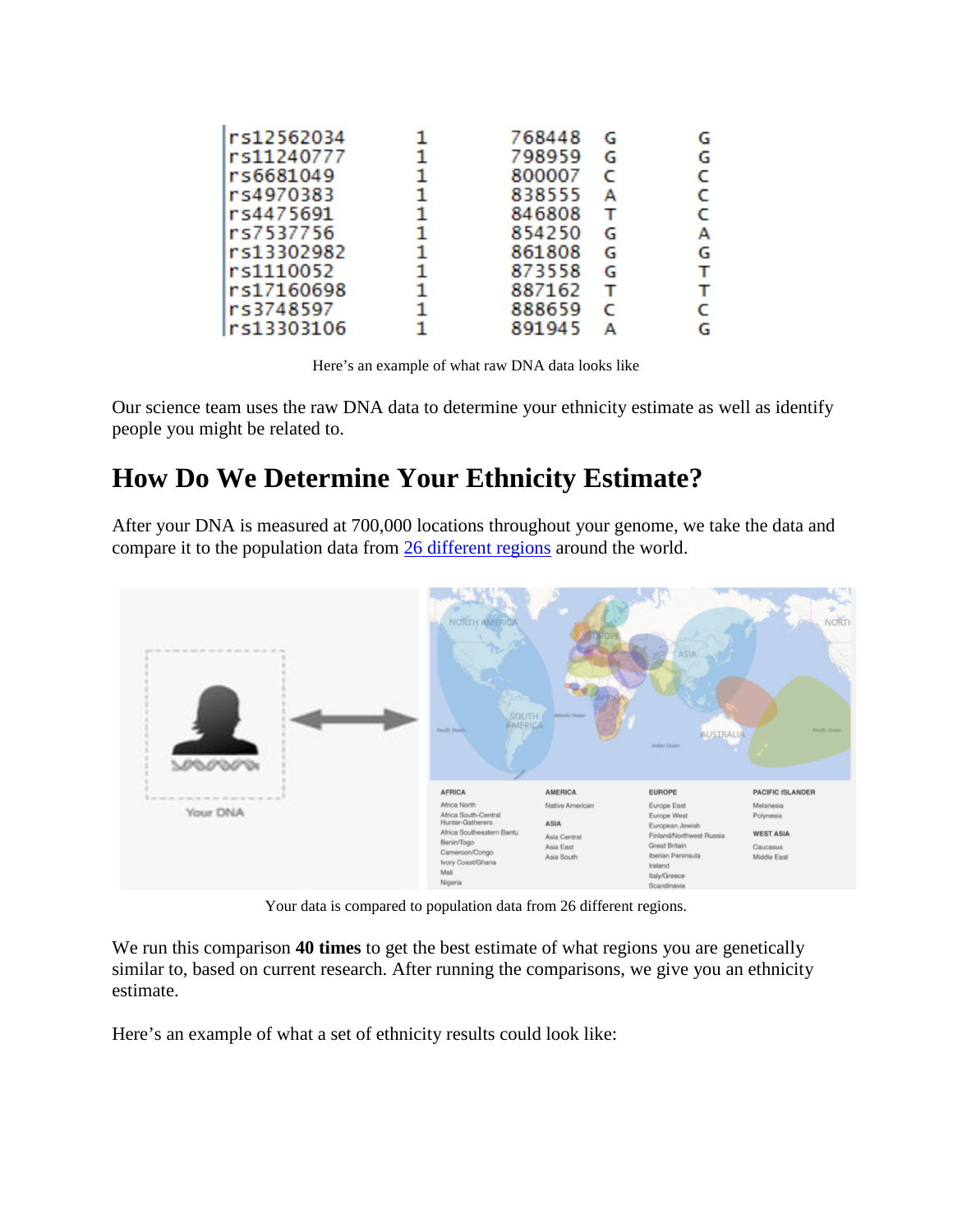| | | | | |
|---|---|---|---|---|
| rs12562034 | 1 | 768448 | G | G |
| rs11240777 | 1 | 798959 | G | G |
| rs6681049 | 1 | 800007 | C | C |
| rs4970383 | 1 | 838555 | A | C |
| rs4475691 | 1 | 846808 | T | C |
| rs7537756 | 1 | 854250 | G | A |
| rs13302982 | 1 | 861808 | G | G |
| rs1110052 | 1 | 873558 | G | T |
| rs17160698 | 1 | 887162 | T | T |
| rs3748597 | 1 | 888659 | C | C |
| rs13303106 | 1 | 891945 | A | G |

Here's an example of what raw DNA data looks like

Our science team uses the raw DNA data to determine your ethnicity estimate as well as identify people you might be related to.

## How Do We Determine Your Ethnicity Estimate?

After your DNA is measured at 700,000 locations throughout your genome, we take the data and compare it to the population data from 26 different regions around the world.

Your data is compared to population data from 26 different regions.

We run this comparison **40 times** to get the best estimate of what regions you are genetically similar to, based on current research. After running the comparisons, we give you an ethnicity estimate.

Here's an example of what a set of ethnicity results could look like: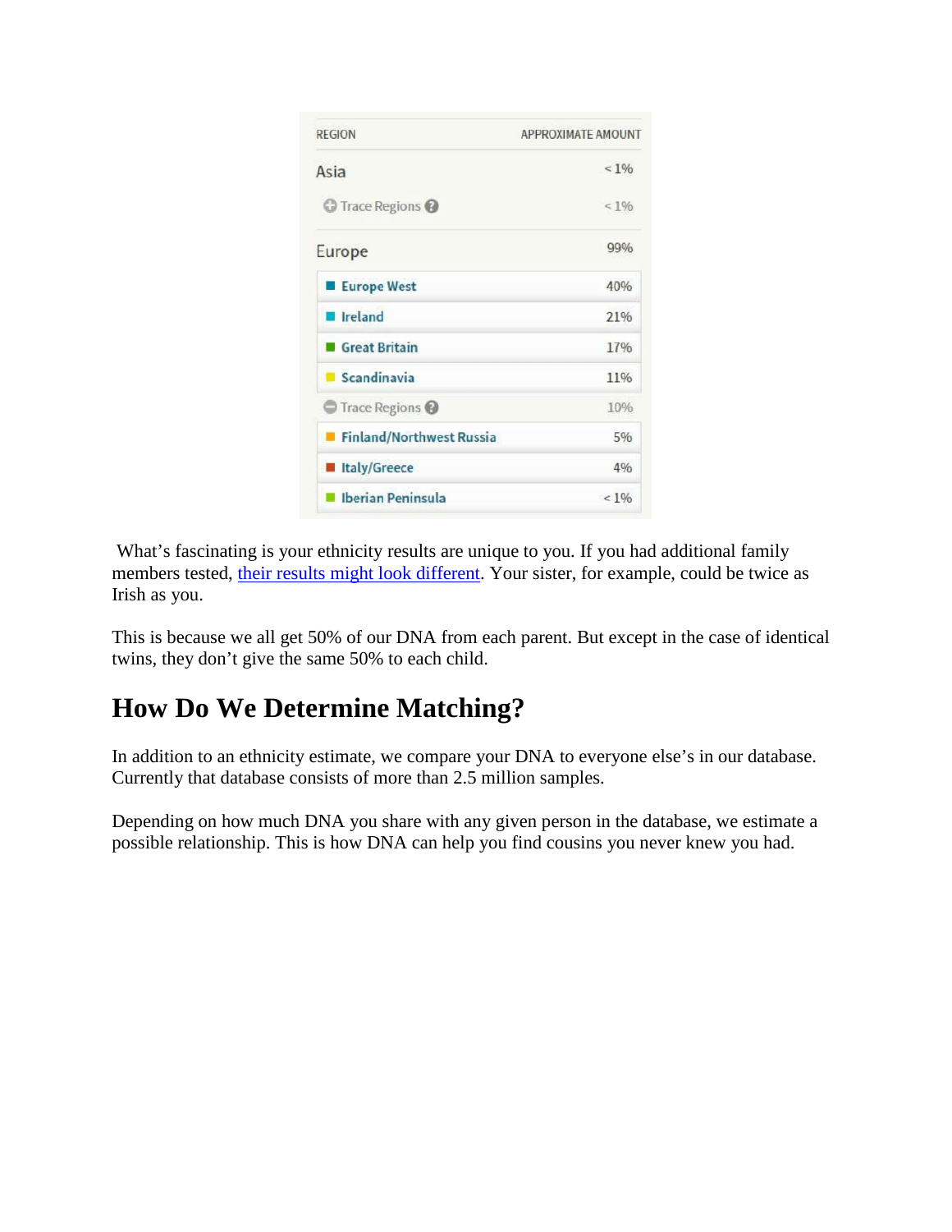| REGION | APPROXIMATE AMOUNT |
|---|---|
| Asia | < 1% |
| Trace Regions | < 1% |
| Europe | 99% |
| Europe West | 40% |
| Ireland | 21% |
| Great Britain | 17% |
| Scandinavia | 11% |
| Trace Regions | 10% |
| Finland/Northwest Russia | 5% |
| Italy/Greece | 4% |
| Iberian Peninsula | < 1% |

What's fascinating is your ethnicity results are unique to you. If you had additional family members tested, their results might look different. Your sister, for example, could be twice as Irish as you.

This is because we all get 50% of our DNA from each parent. But except in the case of identical twins, they don't give the same 50% to each child.

## How Do We Determine Matching?

In addition to an ethnicity estimate, we compare your DNA to everyone else's in our database. Currently that database consists of more than 2.5 million samples.

Depending on how much DNA you share with any given person in the database, we estimate a possible relationship. This is how DNA can help you find cousins you never knew you had.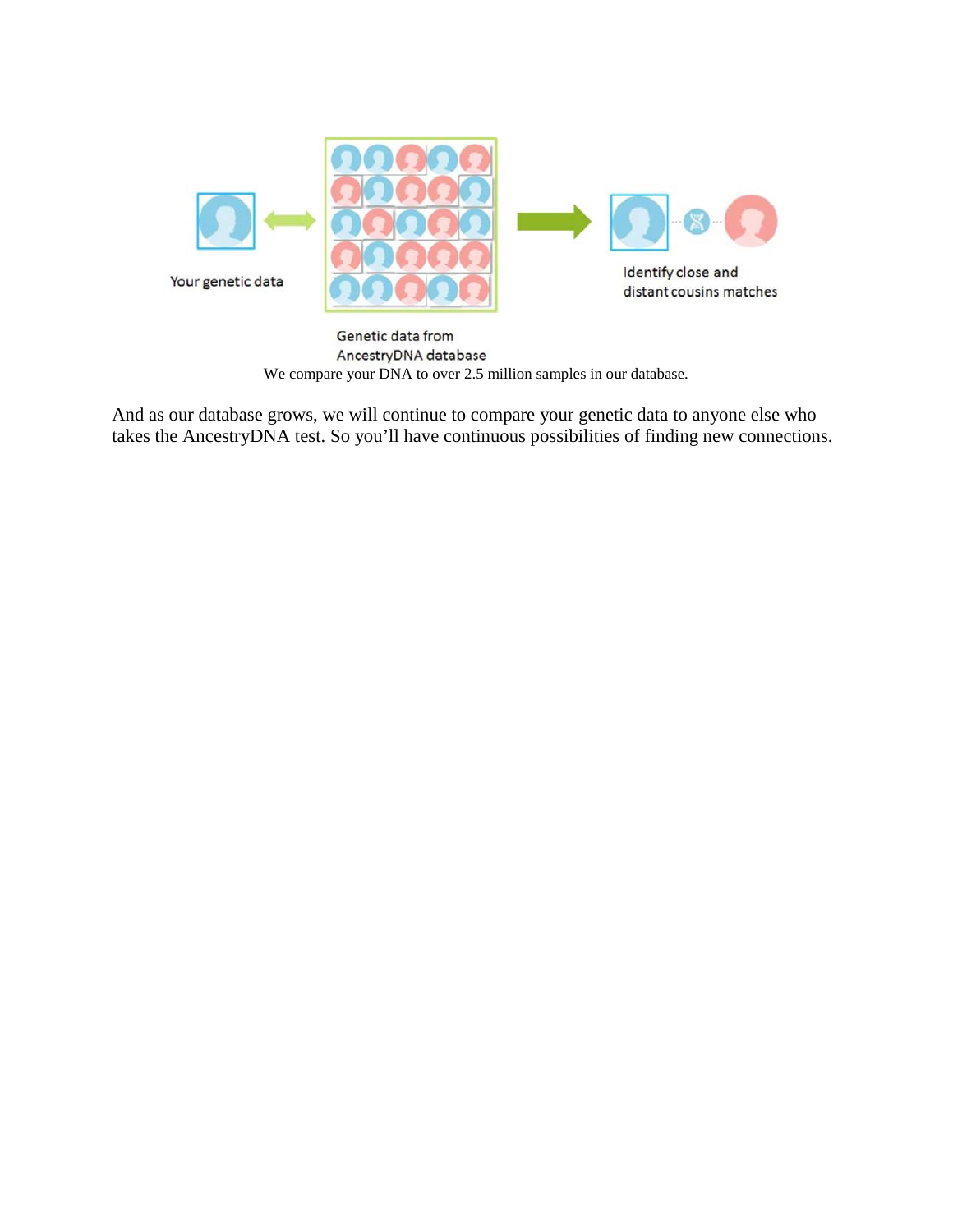Your genetic data

Genetic data from AncestryDNA database

Identify close and distant cousins matches

We compare your DNA to over 2.5 million samples in our database.

And as our database grows, we will continue to compare your genetic data to anyone else who takes the AncestryDNA test. So you'll have continuous possibilities of finding new connections.